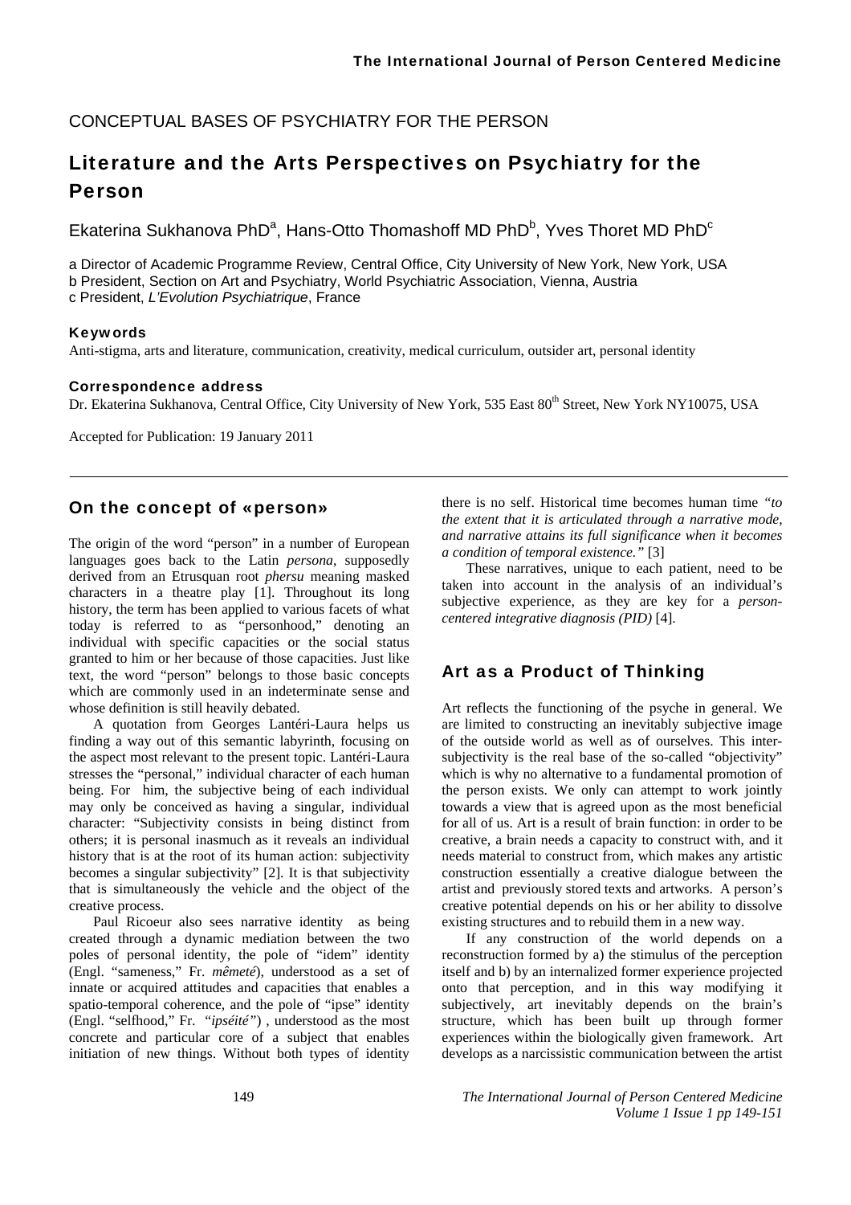CONCEPTUAL BASES OF PSYCHIATRY FOR THE PERSON

# Literature and the Arts Perspectives on Psychiatry for the Person

Ekaterina Sukhanova PhD[a], Hans-Otto Thomashoff MD PhD[b], Yves Thoret MD PhD[c]

a Director of Academic Programme Review, Central Office, City University of New York, New York, USA
b President, Section on Art and Psychiatry, World Psychiatric Association, Vienna, Austria
c President, *L'Evolution Psychiatrique*, France

### Keywords

Anti-stigma, arts and literature, communication, creativity, medical curriculum, outsider art, personal identity

### Correspondence address

Dr. Ekaterina Sukhanova, Central Office, City University of New York, 535 East 80th Street, New York NY10075, USA

Accepted for Publication: 19 January 2011

## On the concept of «person»

The origin of the word "person" in a number of European languages goes back to the Latin *persona*, supposedly derived from an Etrusquan root *phersu* meaning masked characters in a theatre play [1]. Throughout its long history, the term has been applied to various facets of what today is referred to as "personhood," denoting an individual with specific capacities or the social status granted to him or her because of those capacities. Just like text, the word "person" belongs to those basic concepts which are commonly used in an indeterminate sense and whose definition is still heavily debated.

A quotation from Georges Lantéri-Laura helps us finding a way out of this semantic labyrinth, focusing on the aspect most relevant to the present topic. Lantéri-Laura stresses the "personal," individual character of each human being. For him, the subjective being of each individual may only be conceived as having a singular, individual character: "Subjectivity consists in being distinct from others; it is personal inasmuch as it reveals an individual history that is at the root of its human action: subjectivity becomes a singular subjectivity" [2]. It is that subjectivity that is simultaneously the vehicle and the object of the creative process.

Paul Ricoeur also sees narrative identity as being created through a dynamic mediation between the two poles of personal identity, the pole of "idem" identity (Engl. "sameness," Fr. *mêmeté*), understood as a set of innate or acquired attitudes and capacities that enables a spatio-temporal coherence, and the pole of "ipse" identity (Engl. "selfhood," Fr. "*ipséité*") , understood as the most concrete and particular core of a subject that enables initiation of new things. Without both types of identity there is no self. Historical time becomes human time *"to the extent that it is articulated through a narrative mode, and narrative attains its full significance when it becomes a condition of temporal existence."* [3]

These narratives, unique to each patient, need to be taken into account in the analysis of an individual's subjective experience, as they are key for a *person-centered integrative diagnosis (PID)* [4].

## Art as a Product of Thinking

Art reflects the functioning of the psyche in general. We are limited to constructing an inevitably subjective image of the outside world as well as of ourselves. This inter-subjectivity is the real base of the so-called "objectivity" which is why no alternative to a fundamental promotion of the person exists. We only can attempt to work jointly towards a view that is agreed upon as the most beneficial for all of us. Art is a result of brain function: in order to be creative, a brain needs a capacity to construct with, and it needs material to construct from, which makes any artistic construction essentially a creative dialogue between the artist and previously stored texts and artworks. A person's creative potential depends on his or her ability to dissolve existing structures and to rebuild them in a new way.

If any construction of the world depends on a reconstruction formed by a) the stimulus of the perception itself and b) by an internalized former experience projected onto that perception, and in this way modifying it subjectively, art inevitably depends on the brain's structure, which has been built up through former experiences within the biologically given framework. Art develops as a narcissistic communication between the artist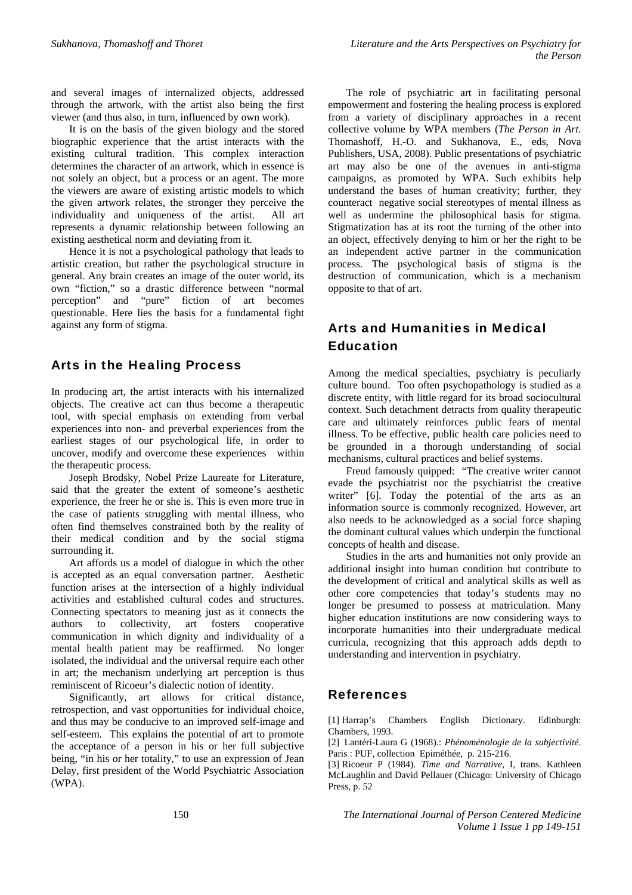and several images of internalized objects, addressed through the artwork, with the artist also being the first viewer (and thus also, in turn, influenced by own work).

It is on the basis of the given biology and the stored biographic experience that the artist interacts with the existing cultural tradition. This complex interaction determines the character of an artwork, which in essence is not solely an object, but a process or an agent. The more the viewers are aware of existing artistic models to which the given artwork relates, the stronger they perceive the individuality and uniqueness of the artist. All art represents a dynamic relationship between following an existing aesthetical norm and deviating from it.

Hence it is not a psychological pathology that leads to artistic creation, but rather the psychological structure in general. Any brain creates an image of the outer world, its own "fiction," so a drastic difference between "normal perception" and "pure" fiction of art becomes questionable. Here lies the basis for a fundamental fight against any form of stigma.

## Arts in the Healing Process

In producing art, the artist interacts with his internalized objects. The creative act can thus become a therapeutic tool, with special emphasis on extending from verbal experiences into non- and preverbal experiences from the earliest stages of our psychological life, in order to uncover, modify and overcome these experiences within the therapeutic process.

Joseph Brodsky, Nobel Prize Laureate for Literature, said that the greater the extent of someone's aesthetic experience, the freer he or she is. This is even more true in the case of patients struggling with mental illness, who often find themselves constrained both by the reality of their medical condition and by the social stigma surrounding it.

Art affords us a model of dialogue in which the other is accepted as an equal conversation partner. Aesthetic function arises at the intersection of a highly individual activities and established cultural codes and structures. Connecting spectators to meaning just as it connects the authors to collectivity, art fosters cooperative communication in which dignity and individuality of a mental health patient may be reaffirmed. No longer isolated, the individual and the universal require each other in art; the mechanism underlying art perception is thus reminiscent of Ricoeur's dialectic notion of identity.

Significantly, art allows for critical distance, retrospection, and vast opportunities for individual choice, and thus may be conducive to an improved self-image and self-esteem. This explains the potential of art to promote the acceptance of a person in his or her full subjective being, "in his or her totality," to use an expression of Jean Delay, first president of the World Psychiatric Association (WPA).

The role of psychiatric art in facilitating personal empowerment and fostering the healing process is explored from a variety of disciplinary approaches in a recent collective volume by WPA members (*The Person in Art.* Thomashoff, H.-O. and Sukhanova, E., eds, Nova Publishers, USA, 2008). Public presentations of psychiatric art may also be one of the avenues in anti-stigma campaigns, as promoted by WPA. Such exhibits help understand the bases of human creativity; further, they counteract negative social stereotypes of mental illness as well as undermine the philosophical basis for stigma. Stigmatization has at its root the turning of the other into an object, effectively denying to him or her the right to be an independent active partner in the communication process. The psychological basis of stigma is the destruction of communication, which is a mechanism opposite to that of art.

## Arts and Humanities in Medical Education

Among the medical specialties, psychiatry is peculiarly culture bound. Too often psychopathology is studied as a discrete entity, with little regard for its broad sociocultural context. Such detachment detracts from quality therapeutic care and ultimately reinforces public fears of mental illness. To be effective, public health care policies need to be grounded in a thorough understanding of social mechanisms, cultural practices and belief systems.

Freud famously quipped: "The creative writer cannot evade the psychiatrist nor the psychiatrist the creative writer" [6]. Today the potential of the arts as an information source is commonly recognized. However, art also needs to be acknowledged as a social force shaping the dominant cultural values which underpin the functional concepts of health and disease.

Studies in the arts and humanities not only provide an additional insight into human condition but contribute to the development of critical and analytical skills as well as other core competencies that today's students may no longer be presumed to possess at matriculation. Many higher education institutions are now considering ways to incorporate humanities into their undergraduate medical curricula, recognizing that this approach adds depth to understanding and intervention in psychiatry.

## References

[1] Harrap's Chambers English Dictionary. Edinburgh: Chambers, 1993.

[2] Lantéri-Laura G (1968).: *Phénoménologie de la subjectivité.* Paris : PUF, collection Epiméthée, p. 215-216.

[3] Ricoeur P (1984). *Time and Narrative*, I, trans. Kathleen McLaughlin and David Pellauer (Chicago: University of Chicago Press, p. 52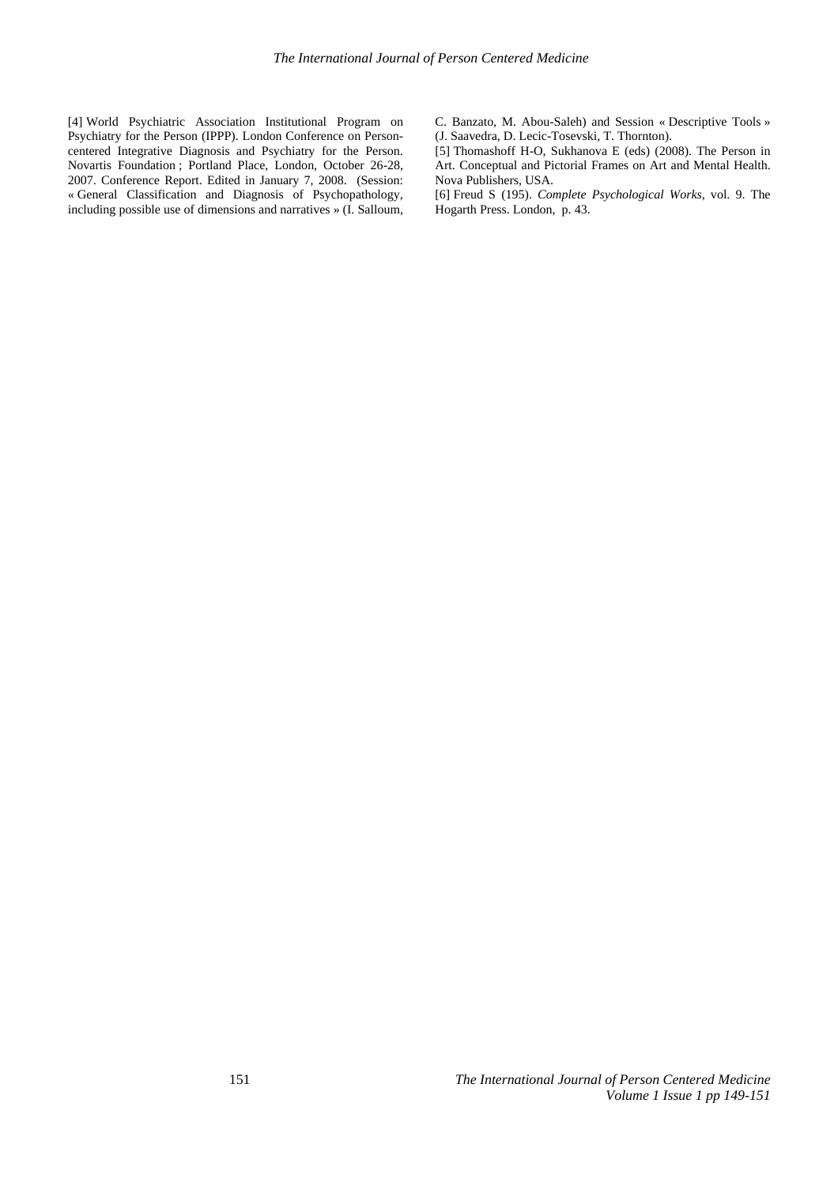[4] World Psychiatric Association Institutional Program on Psychiatry for the Person (IPPP). London Conference on Person-centered Integrative Diagnosis and Psychiatry for the Person. Novartis Foundation ; Portland Place, London, October 26-28, 2007. Conference Report. Edited in January 7, 2008. (Session: « General Classification and Diagnosis of Psychopathology, including possible use of dimensions and narratives » (I. Salloum, C. Banzato, M. Abou-Saleh) and Session « Descriptive Tools » (J. Saavedra, D. Lecic-Tosevski, T. Thornton).

[5] Thomashoff H-O, Sukhanova E (eds) (2008). The Person in Art. Conceptual and Pictorial Frames on Art and Mental Health. Nova Publishers, USA.

[6] Freud S (195). *Complete Psychological Works*, vol. 9. The Hogarth Press. London, p. 43.